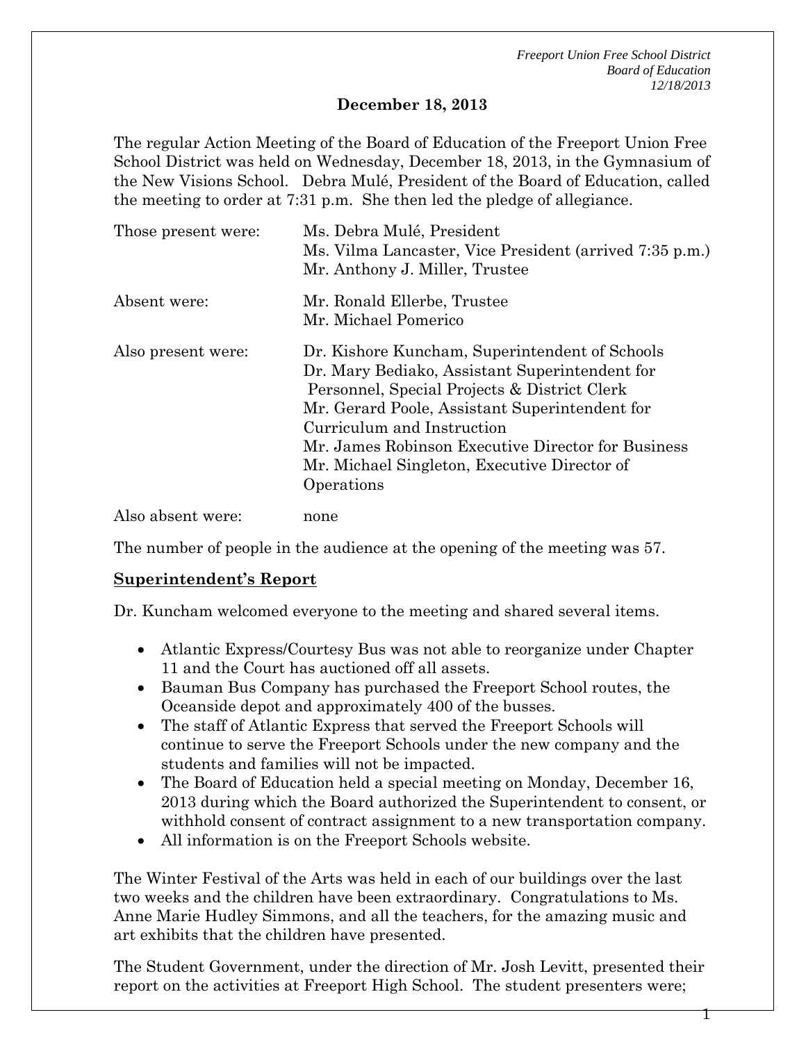**December 18, 2013**

The regular Action Meeting of the Board of Education of the Freeport Union Free School District was held on Wednesday, December 18, 2013, in the Gymnasium of the New Visions School. Debra Mulé, President of the Board of Education, called the meeting to order at 7:31 p.m. She then led the pledge of allegiance.

| | |
|---|---|
| Those present were: | Ms. Debra Mulé, President<br>Ms. Vilma Lancaster, Vice President (arrived 7:35 p.m.)<br>Mr. Anthony J. Miller, Trustee |
| Absent were: | Mr. Ronald Ellerbe, Trustee<br>Mr. Michael Pomerico |
| Also present were: | Dr. Kishore Kuncham, Superintendent of Schools<br>Dr. Mary Bediako, Assistant Superintendent for Personnel, Special Projects & District Clerk<br>Mr. Gerard Poole, Assistant Superintendent for Curriculum and Instruction<br>Mr. James Robinson Executive Director for Business<br>Mr. Michael Singleton, Executive Director of Operations |
| Also absent were: | none |

The number of people in the audience at the opening of the meeting was 57.

**Superintendent's Report**

Dr. Kuncham welcomed everyone to the meeting and shared several items.

- Atlantic Express/Courtesy Bus was not able to reorganize under Chapter 11 and the Court has auctioned off all assets.
- Bauman Bus Company has purchased the Freeport School routes, the Oceanside depot and approximately 400 of the busses.
- The staff of Atlantic Express that served the Freeport Schools will continue to serve the Freeport Schools under the new company and the students and families will not be impacted.
- The Board of Education held a special meeting on Monday, December 16, 2013 during which the Board authorized the Superintendent to consent, or withhold consent of contract assignment to a new transportation company.
- All information is on the Freeport Schools website.

The Winter Festival of the Arts was held in each of our buildings over the last two weeks and the children have been extraordinary. Congratulations to Ms. Anne Marie Hudley Simmons, and all the teachers, for the amazing music and art exhibits that the children have presented.

The Student Government, under the direction of Mr. Josh Levitt, presented their report on the activities at Freeport High School. The student presenters were;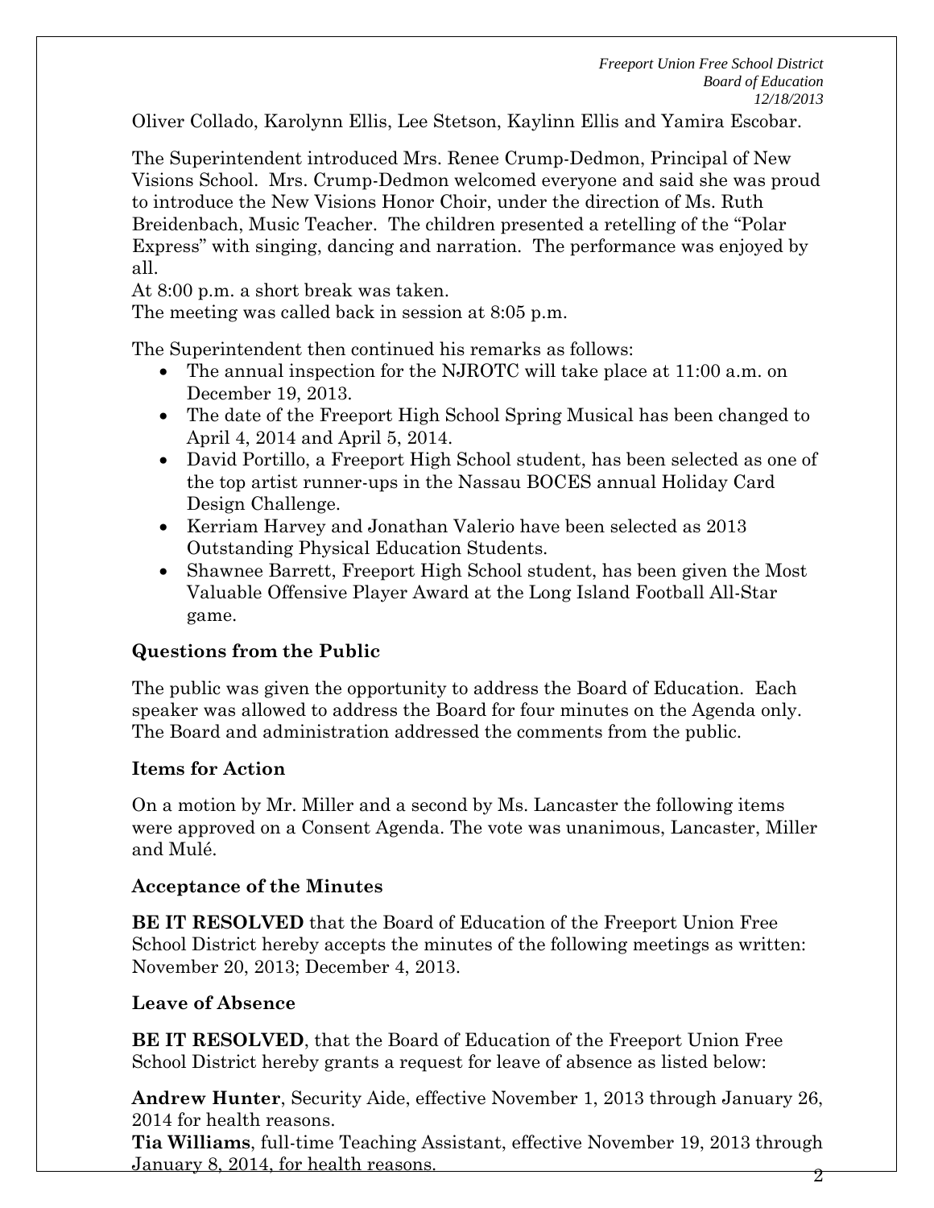Oliver Collado, Karolynn Ellis, Lee Stetson, Kaylinn Ellis and Yamira Escobar.

The Superintendent introduced Mrs. Renee Crump-Dedmon, Principal of New Visions School. Mrs. Crump-Dedmon welcomed everyone and said she was proud to introduce the New Visions Honor Choir, under the direction of Ms. Ruth Breidenbach, Music Teacher. The children presented a retelling of the "Polar Express" with singing, dancing and narration. The performance was enjoyed by all.

At 8:00 p.m. a short break was taken.

The meeting was called back in session at 8:05 p.m.

The Superintendent then continued his remarks as follows:

- The annual inspection for the NJROTC will take place at 11:00 a.m. on December 19, 2013.
- The date of the Freeport High School Spring Musical has been changed to April 4, 2014 and April 5, 2014.
- David Portillo, a Freeport High School student, has been selected as one of the top artist runner-ups in the Nassau BOCES annual Holiday Card Design Challenge.
- Kerriam Harvey and Jonathan Valerio have been selected as 2013 Outstanding Physical Education Students.
- Shawnee Barrett, Freeport High School student, has been given the Most Valuable Offensive Player Award at the Long Island Football All-Star game.

## Questions from the Public

The public was given the opportunity to address the Board of Education. Each speaker was allowed to address the Board for four minutes on the Agenda only. The Board and administration addressed the comments from the public.

## Items for Action

On a motion by Mr. Miller and a second by Ms. Lancaster the following items were approved on a Consent Agenda. The vote was unanimous, Lancaster, Miller and Mulé.

## Acceptance of the Minutes

**BE IT RESOLVED** that the Board of Education of the Freeport Union Free School District hereby accepts the minutes of the following meetings as written: November 20, 2013; December 4, 2013.

## Leave of Absence

**BE IT RESOLVED**, that the Board of Education of the Freeport Union Free School District hereby grants a request for leave of absence as listed below:

**Andrew Hunter**, Security Aide, effective November 1, 2013 through January 26, 2014 for health reasons.

**Tia Williams**, full-time Teaching Assistant, effective November 19, 2013 through January 8, 2014, for health reasons.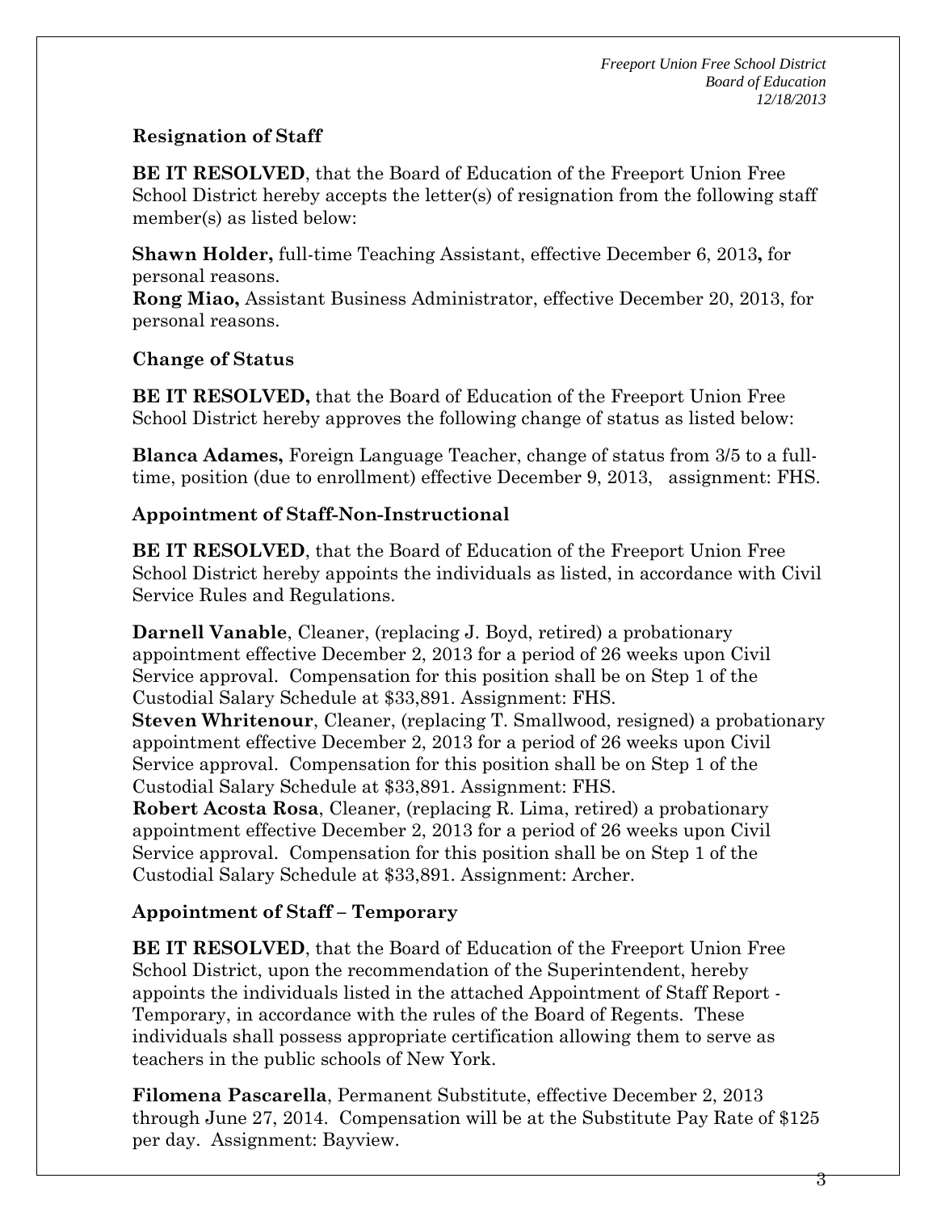### Resignation of Staff

**BE IT RESOLVED**, that the Board of Education of the Freeport Union Free School District hereby accepts the letter(s) of resignation from the following staff member(s) as listed below:

**Shawn Holder,** full-time Teaching Assistant, effective December 6, 2013**,** for personal reasons.
**Rong Miao,** Assistant Business Administrator, effective December 20, 2013, for personal reasons.

### Change of Status

**BE IT RESOLVED,** that the Board of Education of the Freeport Union Free School District hereby approves the following change of status as listed below:

**Blanca Adames,** Foreign Language Teacher, change of status from 3/5 to a full-time, position (due to enrollment) effective December 9, 2013, assignment: FHS.

### Appointment of Staff-Non-Instructional

**BE IT RESOLVED**, that the Board of Education of the Freeport Union Free School District hereby appoints the individuals as listed, in accordance with Civil Service Rules and Regulations.

**Darnell Vanable**, Cleaner, (replacing J. Boyd, retired) a probationary appointment effective December 2, 2013 for a period of 26 weeks upon Civil Service approval. Compensation for this position shall be on Step 1 of the Custodial Salary Schedule at $33,891. Assignment: FHS.
**Steven Whritenour**, Cleaner, (replacing T. Smallwood, resigned) a probationary appointment effective December 2, 2013 for a period of 26 weeks upon Civil Service approval. Compensation for this position shall be on Step 1 of the Custodial Salary Schedule at $33,891. Assignment: FHS.
**Robert Acosta Rosa**, Cleaner, (replacing R. Lima, retired) a probationary appointment effective December 2, 2013 for a period of 26 weeks upon Civil Service approval. Compensation for this position shall be on Step 1 of the Custodial Salary Schedule at $33,891. Assignment: Archer.

### Appointment of Staff – Temporary

**BE IT RESOLVED**, that the Board of Education of the Freeport Union Free School District, upon the recommendation of the Superintendent, hereby appoints the individuals listed in the attached Appointment of Staff Report - Temporary, in accordance with the rules of the Board of Regents. These individuals shall possess appropriate certification allowing them to serve as teachers in the public schools of New York.

**Filomena Pascarella**, Permanent Substitute, effective December 2, 2013 through June 27, 2014. Compensation will be at the Substitute Pay Rate of $125 per day. Assignment: Bayview.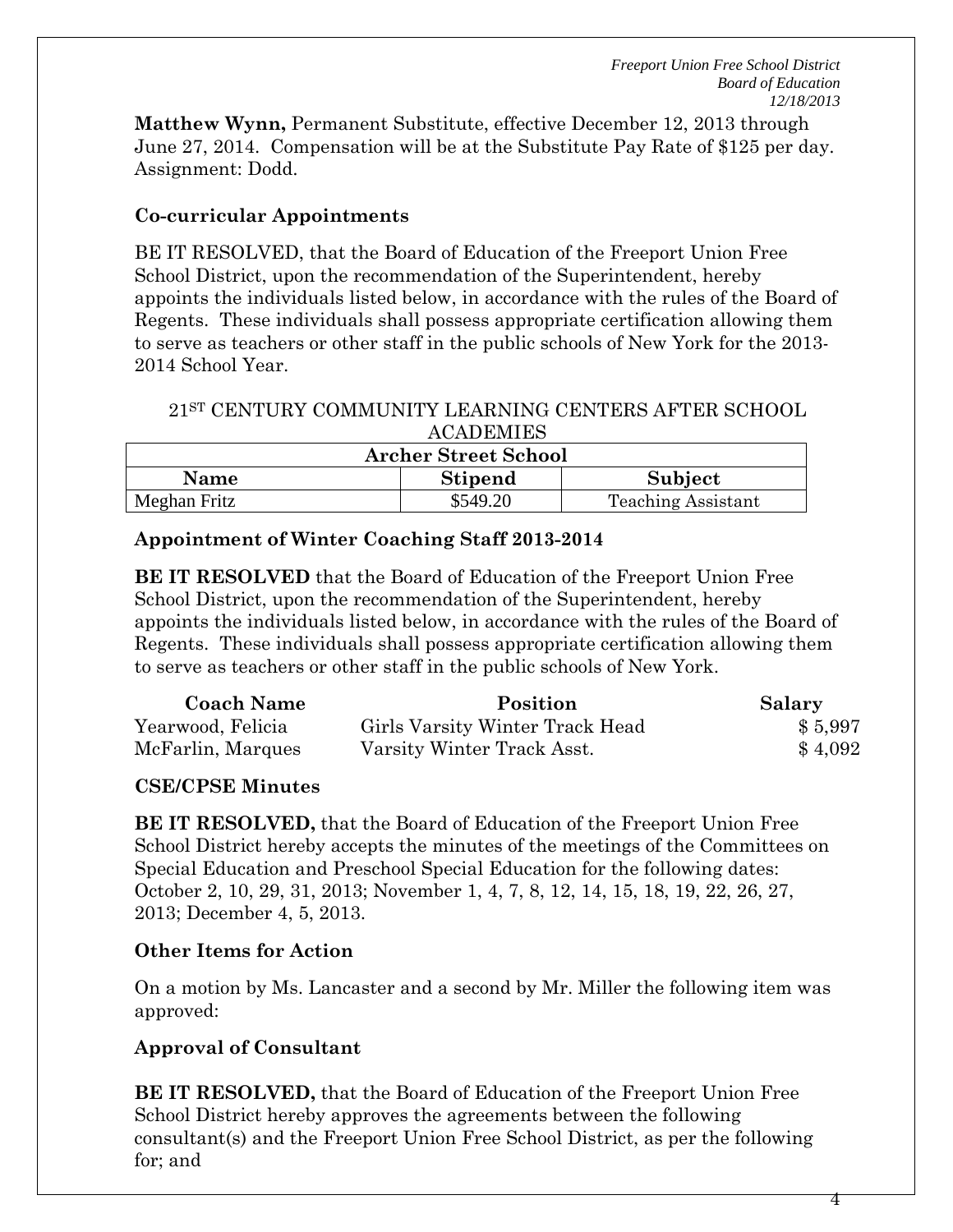**Matthew Wynn,** Permanent Substitute, effective December 12, 2013 through June 27, 2014. Compensation will be at the Substitute Pay Rate of $125 per day. Assignment: Dodd.

### Co-curricular Appointments

BE IT RESOLVED, that the Board of Education of the Freeport Union Free School District, upon the recommendation of the Superintendent, hereby appoints the individuals listed below, in accordance with the rules of the Board of Regents. These individuals shall possess appropriate certification allowing them to serve as teachers or other staff in the public schools of New York for the 2013-2014 School Year.

21ST CENTURY COMMUNITY LEARNING CENTERS AFTER SCHOOL ACADEMIES

| Archer Street School | | |
|---|---|---|
| **Name** | **Stipend** | **Subject** |
| Meghan Fritz | $549.20 | Teaching Assistant |

### Appointment of Winter Coaching Staff 2013-2014

**BE IT RESOLVED** that the Board of Education of the Freeport Union Free School District, upon the recommendation of the Superintendent, hereby appoints the individuals listed below, in accordance with the rules of the Board of Regents. These individuals shall possess appropriate certification allowing them to serve as teachers or other staff in the public schools of New York.

| Coach Name | Position | Salary |
|---|---|---|
| Yearwood, Felicia | Girls Varsity Winter Track Head | $ 5,997 |
| McFarlin, Marques | Varsity Winter Track Asst. | $ 4,092 |

### CSE/CPSE Minutes

**BE IT RESOLVED,** that the Board of Education of the Freeport Union Free School District hereby accepts the minutes of the meetings of the Committees on Special Education and Preschool Special Education for the following dates: October 2, 10, 29, 31, 2013; November 1, 4, 7, 8, 12, 14, 15, 18, 19, 22, 26, 27, 2013; December 4, 5, 2013.

### Other Items for Action

On a motion by Ms. Lancaster and a second by Mr. Miller the following item was approved:

### Approval of Consultant

**BE IT RESOLVED,** that the Board of Education of the Freeport Union Free School District hereby approves the agreements between the following consultant(s) and the Freeport Union Free School District, as per the following for; and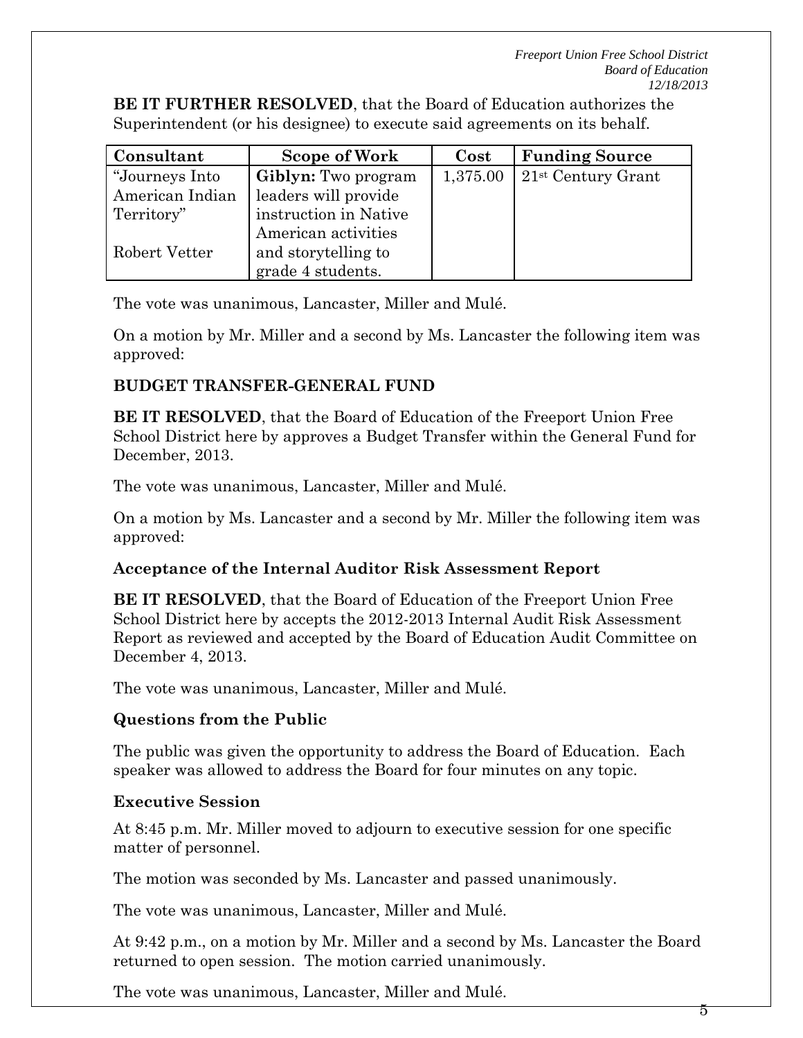**BE IT FURTHER RESOLVED**, that the Board of Education authorizes the Superintendent (or his designee) to execute said agreements on its behalf.

| Consultant | Scope of Work | Cost | Funding Source |
|---|---|---|---|
| "Journeys Into American Indian Territory"<br><br>Robert Vetter | **Giblyn:** Two program leaders will provide instruction in Native American activities and storytelling to grade 4 students. | 1,375.00 | 21st Century Grant |

The vote was unanimous, Lancaster, Miller and Mulé.

On a motion by Mr. Miller and a second by Ms. Lancaster the following item was approved:

**BUDGET TRANSFER-GENERAL FUND**

**BE IT RESOLVED**, that the Board of Education of the Freeport Union Free School District here by approves a Budget Transfer within the General Fund for December, 2013.

The vote was unanimous, Lancaster, Miller and Mulé.

On a motion by Ms. Lancaster and a second by Mr. Miller the following item was approved:

**Acceptance of the Internal Auditor Risk Assessment Report**

**BE IT RESOLVED**, that the Board of Education of the Freeport Union Free School District here by accepts the 2012-2013 Internal Audit Risk Assessment Report as reviewed and accepted by the Board of Education Audit Committee on December 4, 2013.

The vote was unanimous, Lancaster, Miller and Mulé.

**Questions from the Public**

The public was given the opportunity to address the Board of Education. Each speaker was allowed to address the Board for four minutes on any topic.

**Executive Session**

At 8:45 p.m. Mr. Miller moved to adjourn to executive session for one specific matter of personnel.

The motion was seconded by Ms. Lancaster and passed unanimously.

The vote was unanimous, Lancaster, Miller and Mulé.

At 9:42 p.m., on a motion by Mr. Miller and a second by Ms. Lancaster the Board returned to open session. The motion carried unanimously.

The vote was unanimous, Lancaster, Miller and Mulé.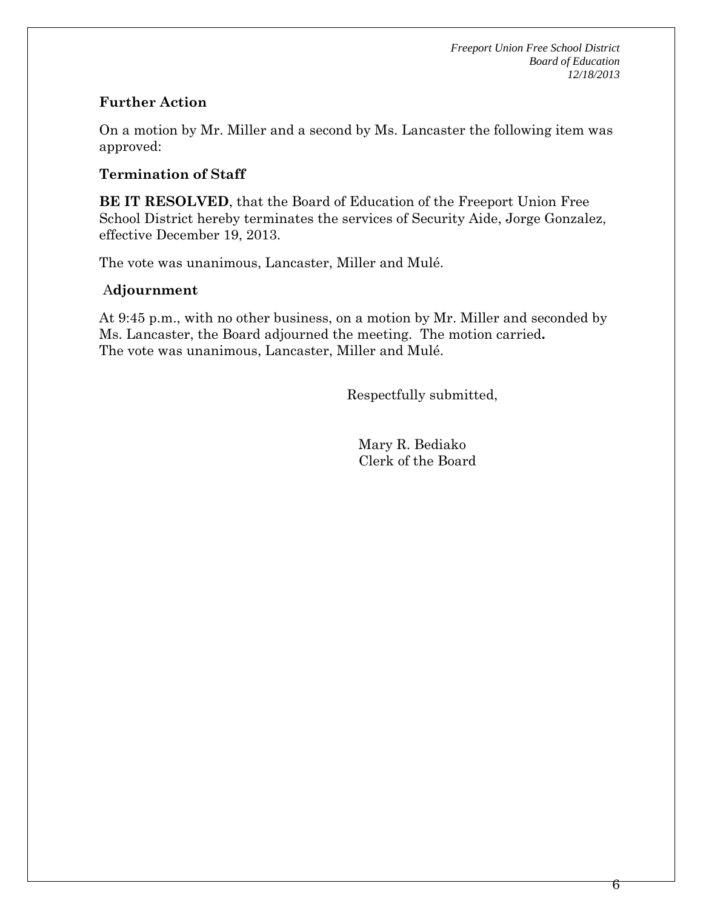**Further Action**

On a motion by Mr. Miller and a second by Ms. Lancaster the following item was approved:

**Termination of Staff**

**BE IT RESOLVED**, that the Board of Education of the Freeport Union Free School District hereby terminates the services of Security Aide, Jorge Gonzalez, effective December 19, 2013.

The vote was unanimous, Lancaster, Miller and Mulé.

**Adjournment**

At 9:45 p.m., with no other business, on a motion by Mr. Miller and seconded by Ms. Lancaster, the Board adjourned the meeting. The motion carried.
The vote was unanimous, Lancaster, Miller and Mulé.

Respectfully submitted,

Mary R. Bediako
Clerk of the Board